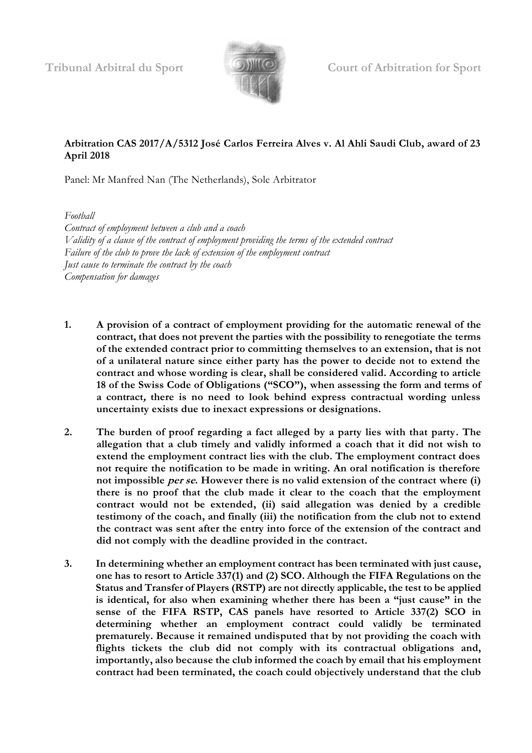Tribunal Arbitral du Sport | Court of Arbitration for Sport

**Arbitration CAS 2017/A/5312 José Carlos Ferreira Alves v. Al Ahli Saudi Club, award of 23 April 2018**

Panel: Mr Manfred Nan (The Netherlands), Sole Arbitrator

*Football*
*Contract of employment between a club and a coach*
*Validity of a clause of the contract of employment providing the terms of the extended contract*
*Failure of the club to prove the lack of extension of the employment contract*
*Just cause to terminate the contract by the coach*
*Compensation for damages*

1. **A provision of a contract of employment providing for the automatic renewal of the contract, that does not prevent the parties with the possibility to renegotiate the terms of the extended contract prior to committing themselves to an extension, that is not of a unilateral nature since either party has the power to decide not to extend the contract and whose wording is clear, shall be considered valid. According to article 18 of the Swiss Code of Obligations ("SCO"), when assessing the form and terms of a contract, there is no need to look behind express contractual wording unless uncertainty exists due to inexact expressions or designations.**

2. **The burden of proof regarding a fact alleged by a party lies with that party. The allegation that a club timely and validly informed a coach that it did not wish to extend the employment contract lies with the club. The employment contract does not require the notification to be made in writing. An oral notification is therefore not impossible *per se*. However there is no valid extension of the contract where (i) there is no proof that the club made it clear to the coach that the employment contract would not be extended, (ii) said allegation was denied by a credible testimony of the coach, and finally (iii) the notification from the club not to extend the contract was sent after the entry into force of the extension of the contract and did not comply with the deadline provided in the contract.**

3. **In determining whether an employment contract has been terminated with just cause, one has to resort to Article 337(1) and (2) SCO. Although the FIFA Regulations on the Status and Transfer of Players (RSTP) are not directly applicable, the test to be applied is identical, for also when examining whether there has been a "just cause" in the sense of the FIFA RSTP, CAS panels have resorted to Article 337(2) SCO in determining whether an employment contract could validly be terminated prematurely. Because it remained undisputed that by not providing the coach with flights tickets the club did not comply with its contractual obligations and, importantly, also because the club informed the coach by email that his employment contract had been terminated, the coach could objectively understand that the club**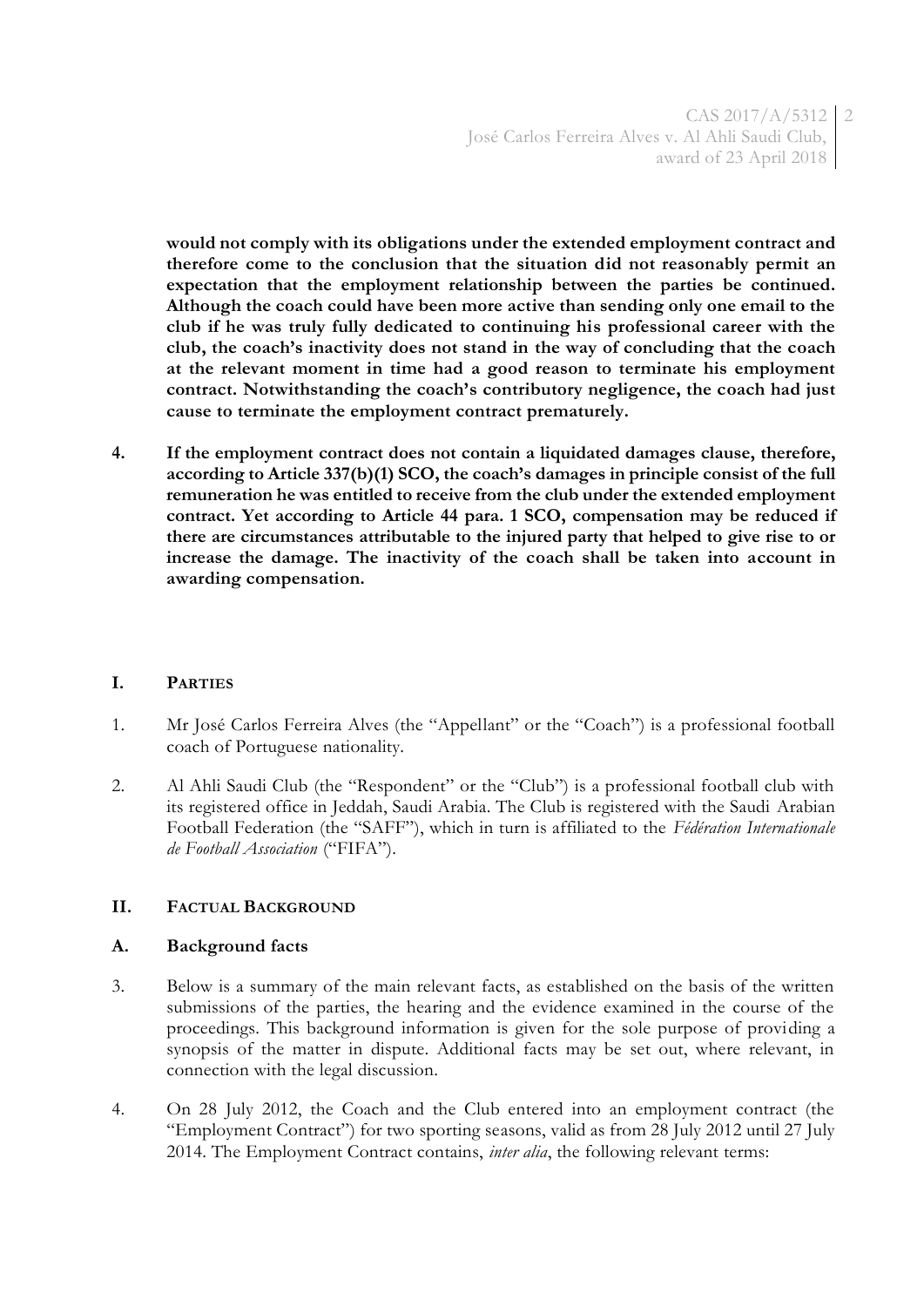**would not comply with its obligations under the extended employment contract and therefore come to the conclusion that the situation did not reasonably permit an expectation that the employment relationship between the parties be continued. Although the coach could have been more active than sending only one email to the club if he was truly fully dedicated to continuing his professional career with the club, the coach's inactivity does not stand in the way of concluding that the coach at the relevant moment in time had a good reason to terminate his employment contract. Notwithstanding the coach's contributory negligence, the coach had just cause to terminate the employment contract prematurely.**

4. **If the employment contract does not contain a liquidated damages clause, therefore, according to Article 337(b)(1) SCO, the coach's damages in principle consist of the full remuneration he was entitled to receive from the club under the extended employment contract. Yet according to Article 44 para. 1 SCO, compensation may be reduced if there are circumstances attributable to the injured party that helped to give rise to or increase the damage. The inactivity of the coach shall be taken into account in awarding compensation.**

## I. PARTIES

1. Mr José Carlos Ferreira Alves (the "Appellant" or the "Coach") is a professional football coach of Portuguese nationality.

2. Al Ahli Saudi Club (the "Respondent" or the "Club") is a professional football club with its registered office in Jeddah, Saudi Arabia. The Club is registered with the Saudi Arabian Football Federation (the "SAFF"), which in turn is affiliated to the *Fédération Internationale de Football Association* ("FIFA").

## II. FACTUAL BACKGROUND

### A. Background facts

3. Below is a summary of the main relevant facts, as established on the basis of the written submissions of the parties, the hearing and the evidence examined in the course of the proceedings. This background information is given for the sole purpose of providing a synopsis of the matter in dispute. Additional facts may be set out, where relevant, in connection with the legal discussion.

4. On 28 July 2012, the Coach and the Club entered into an employment contract (the "Employment Contract") for two sporting seasons, valid as from 28 July 2012 until 27 July 2014. The Employment Contract contains, *inter alia*, the following relevant terms: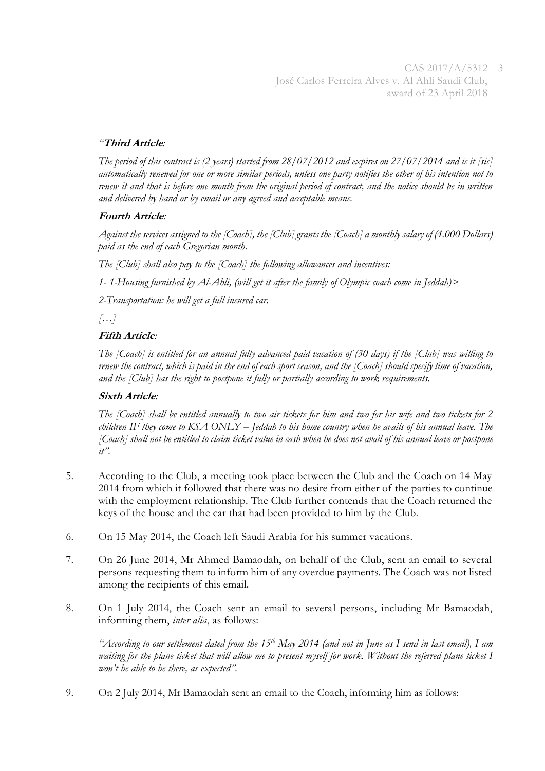*"**Third Article**:*

*The period of this contract is (2 years) started from 28/07/2012 and expires on 27/07/2014 and is it [sic] automatically renewed for one or more similar periods, unless one party notifies the other of his intention not to renew it and that is before one month from the original period of contract, and the notice should be in written and delivered by hand or by email or any agreed and acceptable means.*

***Fourth Article**:*

*Against the services assigned to the [Coach], the [Club] grants the [Coach] a monthly salary of (4.000 Dollars) paid as the end of each Gregorian month.*

*The [Club] shall also pay to the [Coach] the following allowances and incentives:*

*1- 1-Housing furnished by Al-Ahli, (will get it after the family of Olympic coach come in Jeddah)>*

*2-Transportation: he will get a full insured car.*

*[…]*

***Fifth Article**:*

*The [Coach] is entitled for an annual fully advanced paid vacation of (30 days) if the [Club] was willing to renew the contract, which is paid in the end of each sport season, and the [Coach] should specify time of vacation, and the [Club] has the right to postpone it fully or partially according to work requirements.*

***Sixth Article**:*

*The [Coach] shall be entitled annually to two air tickets for him and two for his wife and two tickets for 2 children IF they come to KSA ONLY – Jeddah to his home country when he avails of his annual leave. The [Coach] shall not be entitled to claim ticket value in cash when he does not avail of his annual leave or postpone it".*

5. According to the Club, a meeting took place between the Club and the Coach on 14 May 2014 from which it followed that there was no desire from either of the parties to continue with the employment relationship. The Club further contends that the Coach returned the keys of the house and the car that had been provided to him by the Club.

6. On 15 May 2014, the Coach left Saudi Arabia for his summer vacations.

7. On 26 June 2014, Mr Ahmed Bamaodah, on behalf of the Club, sent an email to several persons requesting them to inform him of any overdue payments. The Coach was not listed among the recipients of this email.

8. On 1 July 2014, the Coach sent an email to several persons, including Mr Bamaodah, informing them, *inter alia*, as follows:

   *"According to our settlement dated from the 15th May 2014 (and not in June as I send in last email), I am waiting for the plane ticket that will allow me to present myself for work. Without the referred plane ticket I won't be able to be there, as expected".*

9. On 2 July 2014, Mr Bamaodah sent an email to the Coach, informing him as follows: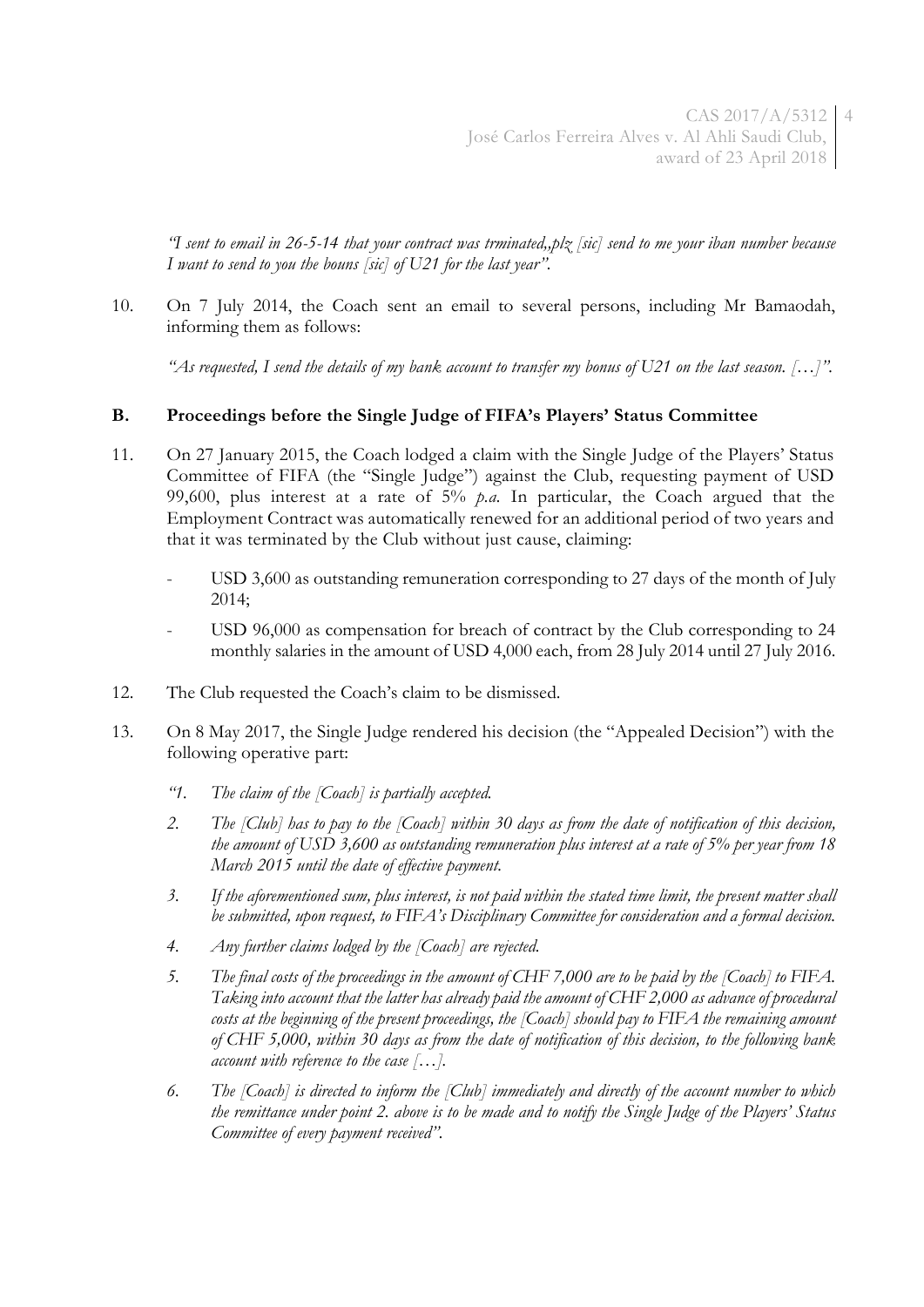*"I sent to email in 26-5-14 that your contract was trminated,,plz [sic] send to me your iban number because I want to send to you the bouns [sic] of U21 for the last year".*

10. On 7 July 2014, the Coach sent an email to several persons, including Mr Bamaodah, informing them as follows:

    *"As requested, I send the details of my bank account to transfer my bonus of U21 on the last season. […]".*

## B. Proceedings before the Single Judge of FIFA's Players' Status Committee

11. On 27 January 2015, the Coach lodged a claim with the Single Judge of the Players' Status Committee of FIFA (the "Single Judge") against the Club, requesting payment of USD 99,600, plus interest at a rate of 5% *p.a.* In particular, the Coach argued that the Employment Contract was automatically renewed for an additional period of two years and that it was terminated by the Club without just cause, claiming:

    - USD 3,600 as outstanding remuneration corresponding to 27 days of the month of July 2014;
    - USD 96,000 as compensation for breach of contract by the Club corresponding to 24 monthly salaries in the amount of USD 4,000 each, from 28 July 2014 until 27 July 2016.

12. The Club requested the Coach's claim to be dismissed.

13. On 8 May 2017, the Single Judge rendered his decision (the "Appealed Decision") with the following operative part:

    *"1. The claim of the [Coach] is partially accepted.*

    *2. The [Club] has to pay to the [Coach] within 30 days as from the date of notification of this decision, the amount of USD 3,600 as outstanding remuneration plus interest at a rate of 5% per year from 18 March 2015 until the date of effective payment.*

    *3. If the aforementioned sum, plus interest, is not paid within the stated time limit, the present matter shall be submitted, upon request, to FIFA's Disciplinary Committee for consideration and a formal decision.*

    *4. Any further claims lodged by the [Coach] are rejected.*

    *5. The final costs of the proceedings in the amount of CHF 7,000 are to be paid by the [Coach] to FIFA. Taking into account that the latter has already paid the amount of CHF 2,000 as advance of procedural costs at the beginning of the present proceedings, the [Coach] should pay to FIFA the remaining amount of CHF 5,000, within 30 days as from the date of notification of this decision, to the following bank account with reference to the case […].*

    *6. The [Coach] is directed to inform the [Club] immediately and directly of the account number to which the remittance under point 2. above is to be made and to notify the Single Judge of the Players' Status Committee of every payment received".*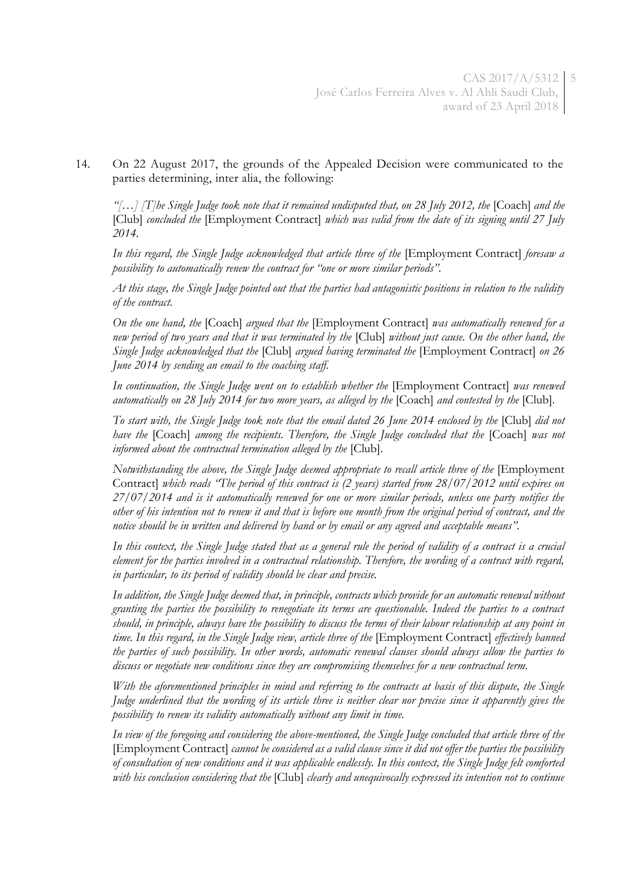14. On 22 August 2017, the grounds of the Appealed Decision were communicated to the parties determining, inter alia, the following:

*"[…] [T]he Single Judge took note that it remained undisputed that, on 28 July 2012, the* [Coach] *and the* [Club] *concluded the* [Employment Contract] *which was valid from the date of its signing until 27 July 2014.*

*In this regard, the Single Judge acknowledged that article three of the* [Employment Contract] *foresaw a possibility to automatically renew the contract for "one or more similar periods".*

*At this stage, the Single Judge pointed out that the parties had antagonistic positions in relation to the validity of the contract.*

*On the one hand, the* [Coach] *argued that the* [Employment Contract] *was automatically renewed for a new period of two years and that it was terminated by the* [Club] *without just cause. On the other hand, the Single Judge acknowledged that the* [Club] *argued having terminated the* [Employment Contract] *on 26 June 2014 by sending an email to the coaching staff.*

*In continuation, the Single Judge went on to establish whether the* [Employment Contract] *was renewed automatically on 28 July 2014 for two more years, as alleged by the* [Coach] *and contested by the* [Club].

*To start with, the Single Judge took note that the email dated 26 June 2014 enclosed by the* [Club] *did not have the* [Coach] *among the recipients. Therefore, the Single Judge concluded that the* [Coach] *was not informed about the contractual termination alleged by the* [Club].

*Notwithstanding the above, the Single Judge deemed appropriate to recall article three of the* [Employment Contract] *which reads "The period of this contract is (2 years) started from 28/07/2012 until expires on 27/07/2014 and is it automatically renewed for one or more similar periods, unless one party notifies the other of his intention not to renew it and that is before one month from the original period of contract, and the notice should be in written and delivered by hand or by email or any agreed and acceptable means".*

*In this context, the Single Judge stated that as a general rule the period of validity of a contract is a crucial element for the parties involved in a contractual relationship. Therefore, the wording of a contract with regard, in particular, to its period of validity should be clear and precise.*

*In addition, the Single Judge deemed that, in principle, contracts which provide for an automatic renewal without granting the parties the possibility to renegotiate its terms are questionable. Indeed the parties to a contract should, in principle, always have the possibility to discuss the terms of their labour relationship at any point in time. In this regard, in the Single Judge view, article three of the* [Employment Contract] *effectively banned the parties of such possibility. In other words, automatic renewal clauses should always allow the parties to discuss or negotiate new conditions since they are compromising themselves for a new contractual term.*

*With the aforementioned principles in mind and referring to the contracts at basis of this dispute, the Single Judge underlined that the wording of its article three is neither clear nor precise since it apparently gives the possibility to renew its validity automatically without any limit in time.*

*In view of the foregoing and considering the above-mentioned, the Single Judge concluded that article three of the* [Employment Contract] *cannot be considered as a valid clause since it did not offer the parties the possibility of consultation of new conditions and it was applicable endlessly. In this context, the Single Judge felt comforted with his conclusion considering that the* [Club] *clearly and unequivocally expressed its intention not to continue*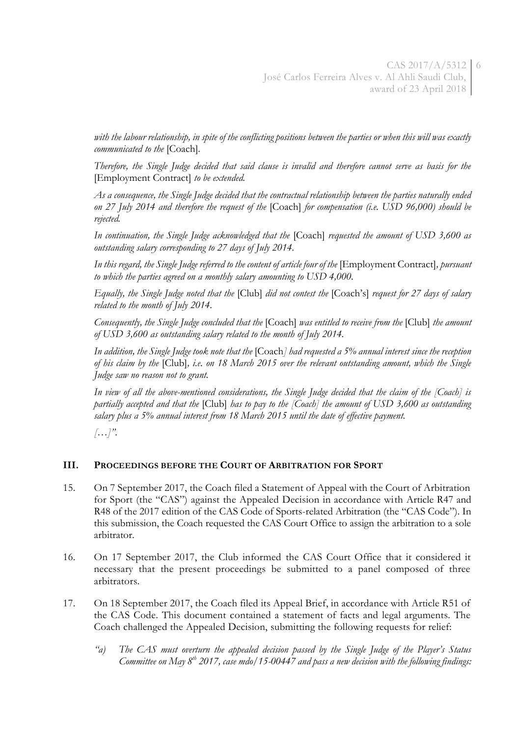*with the labour relationship, in spite of the conflicting positions between the parties or when this will was exactly communicated to the* [Coach].

*Therefore, the Single Judge decided that said clause is invalid and therefore cannot serve as basis for the* [Employment Contract] *to be extended.*

*As a consequence, the Single Judge decided that the contractual relationship between the parties naturally ended on 27 July 2014 and therefore the request of the* [Coach] *for compensation (i.e. USD 96,000) should be rejected.*

*In continuation, the Single Judge acknowledged that the* [Coach] *requested the amount of USD 3,600 as outstanding salary corresponding to 27 days of July 2014.*

*In this regard, the Single Judge referred to the content of article four of the* [Employment Contract]*, pursuant to which the parties agreed on a monthly salary amounting to USD 4,000.*

*Equally, the Single Judge noted that the* [Club] *did not contest the* [Coach's] *request for 27 days of salary related to the month of July 2014.*

*Consequently, the Single Judge concluded that the* [Coach] *was entitled to receive from the* [Club] *the amount of USD 3,600 as outstanding salary related to the month of July 2014.*

*In addition, the Single Judge took note that the* [Coach*] had requested a 5% annual interest since the reception of his claim by the* [Club]*, i.e. on 18 March 2015 over the relevant outstanding amount, which the Single Judge saw no reason not to grant.*

*In view of all the above-mentioned considerations, the Single Judge decided that the claim of the [Coach] is partially accepted and that the* [Club] *has to pay to the [Coach] the amount of USD 3,600 as outstanding salary plus a 5% annual interest from 18 March 2015 until the date of effective payment.*

*[…]".*

## III. PROCEEDINGS BEFORE THE COURT OF ARBITRATION FOR SPORT

15. On 7 September 2017, the Coach filed a Statement of Appeal with the Court of Arbitration for Sport (the "CAS") against the Appealed Decision in accordance with Article R47 and R48 of the 2017 edition of the CAS Code of Sports-related Arbitration (the "CAS Code"). In this submission, the Coach requested the CAS Court Office to assign the arbitration to a sole arbitrator.

16. On 17 September 2017, the Club informed the CAS Court Office that it considered it necessary that the present proceedings be submitted to a panel composed of three arbitrators.

17. On 18 September 2017, the Coach filed its Appeal Brief, in accordance with Article R51 of the CAS Code. This document contained a statement of facts and legal arguments. The Coach challenged the Appealed Decision, submitting the following requests for relief:

    *"a) The CAS must overturn the appealed decision passed by the Single Judge of the Player's Status Committee on May 8th 2017, case mdo/15-00447 and pass a new decision with the following findings:*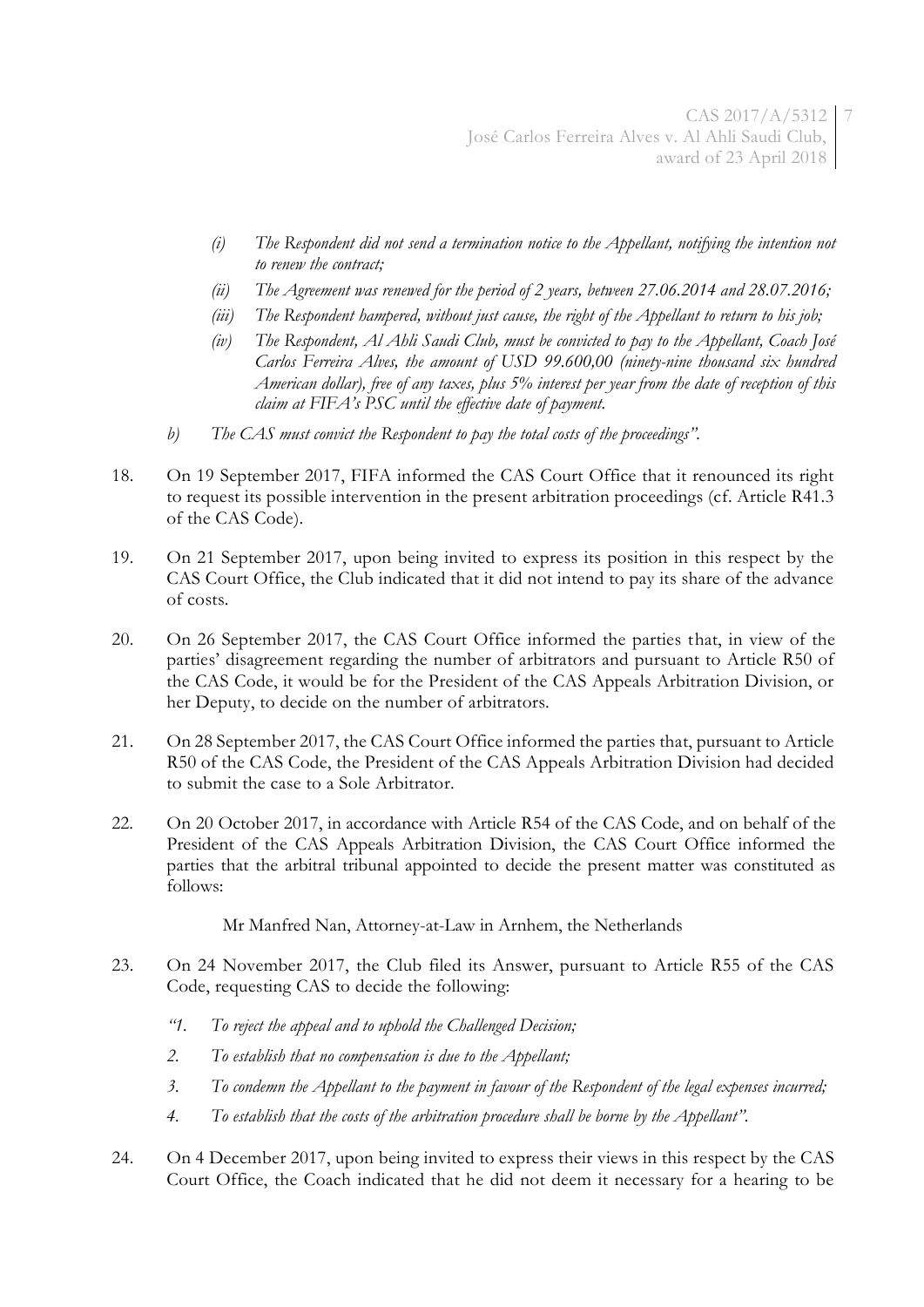- *(i) The Respondent did not send a termination notice to the Appellant, notifying the intention not to renew the contract;*
- *(ii) The Agreement was renewed for the period of 2 years, between 27.06.2014 and 28.07.2016;*
- *(iii) The Respondent hampered, without just cause, the right of the Appellant to return to his job;*
- *(iv) The Respondent, Al Ahli Saudi Club, must be convicted to pay to the Appellant, Coach José Carlos Ferreira Alves, the amount of USD 99.600,00 (ninety-nine thousand six hundred American dollar), free of any taxes, plus 5% interest per year from the date of reception of this claim at FIFA's PSC until the effective date of payment.*

*b) The CAS must convict the Respondent to pay the total costs of the proceedings".*

18. On 19 September 2017, FIFA informed the CAS Court Office that it renounced its right to request its possible intervention in the present arbitration proceedings (cf. Article R41.3 of the CAS Code).

19. On 21 September 2017, upon being invited to express its position in this respect by the CAS Court Office, the Club indicated that it did not intend to pay its share of the advance of costs.

20. On 26 September 2017, the CAS Court Office informed the parties that, in view of the parties' disagreement regarding the number of arbitrators and pursuant to Article R50 of the CAS Code, it would be for the President of the CAS Appeals Arbitration Division, or her Deputy, to decide on the number of arbitrators.

21. On 28 September 2017, the CAS Court Office informed the parties that, pursuant to Article R50 of the CAS Code, the President of the CAS Appeals Arbitration Division had decided to submit the case to a Sole Arbitrator.

22. On 20 October 2017, in accordance with Article R54 of the CAS Code, and on behalf of the President of the CAS Appeals Arbitration Division, the CAS Court Office informed the parties that the arbitral tribunal appointed to decide the present matter was constituted as follows:

    Mr Manfred Nan, Attorney-at-Law in Arnhem, the Netherlands

23. On 24 November 2017, the Club filed its Answer, pursuant to Article R55 of the CAS Code, requesting CAS to decide the following:

    *"1. To reject the appeal and to uphold the Challenged Decision;*

    *2. To establish that no compensation is due to the Appellant;*

    *3. To condemn the Appellant to the payment in favour of the Respondent of the legal expenses incurred;*

    *4. To establish that the costs of the arbitration procedure shall be borne by the Appellant".*

24. On 4 December 2017, upon being invited to express their views in this respect by the CAS Court Office, the Coach indicated that he did not deem it necessary for a hearing to be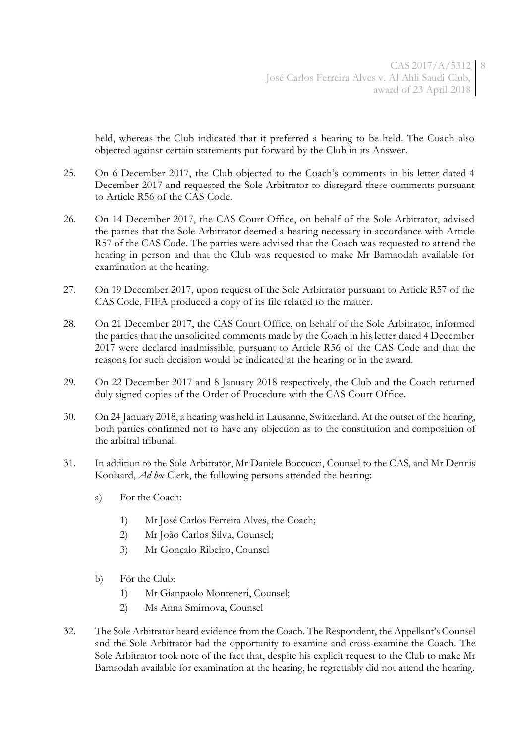held, whereas the Club indicated that it preferred a hearing to be held. The Coach also objected against certain statements put forward by the Club in its Answer.

25. On 6 December 2017, the Club objected to the Coach's comments in his letter dated 4 December 2017 and requested the Sole Arbitrator to disregard these comments pursuant to Article R56 of the CAS Code.

26. On 14 December 2017, the CAS Court Office, on behalf of the Sole Arbitrator, advised the parties that the Sole Arbitrator deemed a hearing necessary in accordance with Article R57 of the CAS Code. The parties were advised that the Coach was requested to attend the hearing in person and that the Club was requested to make Mr Bamaodah available for examination at the hearing.

27. On 19 December 2017, upon request of the Sole Arbitrator pursuant to Article R57 of the CAS Code, FIFA produced a copy of its file related to the matter.

28. On 21 December 2017, the CAS Court Office, on behalf of the Sole Arbitrator, informed the parties that the unsolicited comments made by the Coach in his letter dated 4 December 2017 were declared inadmissible, pursuant to Article R56 of the CAS Code and that the reasons for such decision would be indicated at the hearing or in the award.

29. On 22 December 2017 and 8 January 2018 respectively, the Club and the Coach returned duly signed copies of the Order of Procedure with the CAS Court Office.

30. On 24 January 2018, a hearing was held in Lausanne, Switzerland. At the outset of the hearing, both parties confirmed not to have any objection as to the constitution and composition of the arbitral tribunal.

31. In addition to the Sole Arbitrator, Mr Daniele Boccucci, Counsel to the CAS, and Mr Dennis Koolaard, *Ad hoc* Clerk, the following persons attended the hearing:

    a) For the Coach:

        1) Mr José Carlos Ferreira Alves, the Coach;
        2) Mr João Carlos Silva, Counsel;
        3) Mr Gonçalo Ribeiro, Counsel

    b) For the Club:

        1) Mr Gianpaolo Monteneri, Counsel;
        2) Ms Anna Smirnova, Counsel

32. The Sole Arbitrator heard evidence from the Coach. The Respondent, the Appellant's Counsel and the Sole Arbitrator had the opportunity to examine and cross-examine the Coach. The Sole Arbitrator took note of the fact that, despite his explicit request to the Club to make Mr Bamaodah available for examination at the hearing, he regrettably did not attend the hearing.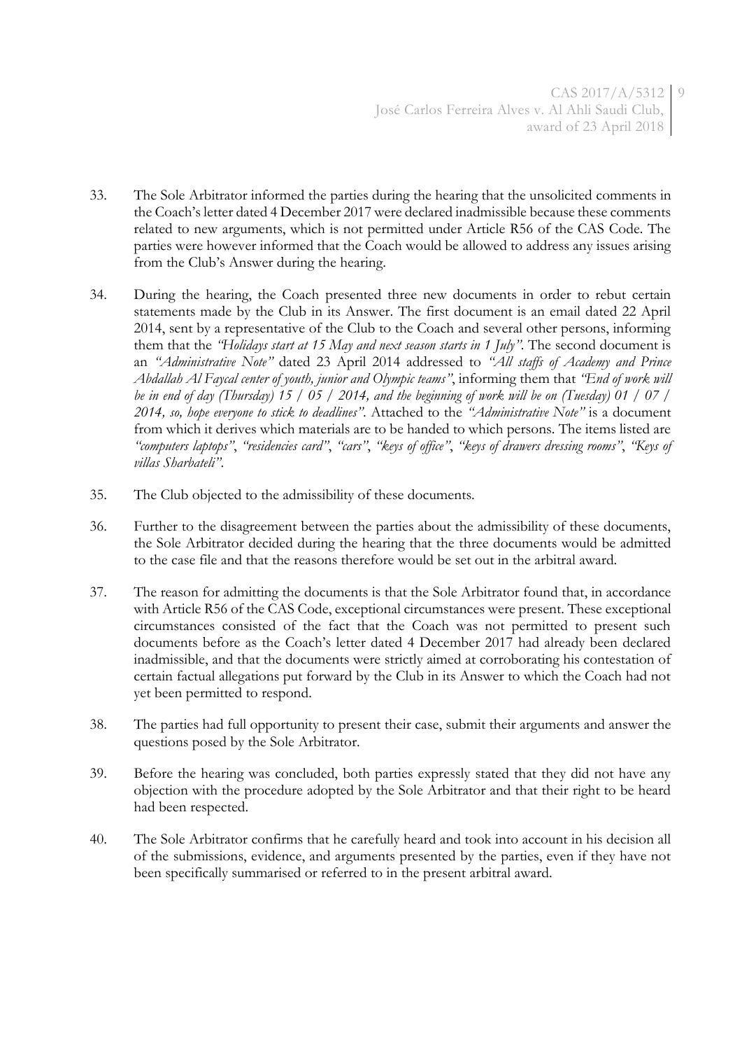33. The Sole Arbitrator informed the parties during the hearing that the unsolicited comments in the Coach's letter dated 4 December 2017 were declared inadmissible because these comments related to new arguments, which is not permitted under Article R56 of the CAS Code. The parties were however informed that the Coach would be allowed to address any issues arising from the Club's Answer during the hearing.

34. During the hearing, the Coach presented three new documents in order to rebut certain statements made by the Club in its Answer. The first document is an email dated 22 April 2014, sent by a representative of the Club to the Coach and several other persons, informing them that the *"Holidays start at 15 May and next season starts in 1 July"*. The second document is an *"Administrative Note"* dated 23 April 2014 addressed to *"All staffs of Academy and Prince Abdallah Al Faycal center of youth, junior and Olympic teams"*, informing them that *"End of work will be in end of day (Thursday) 15 / 05 / 2014, and the beginning of work will be on (Tuesday) 01 / 07 / 2014, so, hope everyone to stick to deadlines"*. Attached to the *"Administrative Note"* is a document from which it derives which materials are to be handed to which persons. The items listed are *"computers laptops"*, *"residencies card"*, *"cars"*, *"keys of office"*, *"keys of drawers dressing rooms"*, *"Keys of villas Sharbateli"*.

35. The Club objected to the admissibility of these documents.

36. Further to the disagreement between the parties about the admissibility of these documents, the Sole Arbitrator decided during the hearing that the three documents would be admitted to the case file and that the reasons therefore would be set out in the arbitral award.

37. The reason for admitting the documents is that the Sole Arbitrator found that, in accordance with Article R56 of the CAS Code, exceptional circumstances were present. These exceptional circumstances consisted of the fact that the Coach was not permitted to present such documents before as the Coach's letter dated 4 December 2017 had already been declared inadmissible, and that the documents were strictly aimed at corroborating his contestation of certain factual allegations put forward by the Club in its Answer to which the Coach had not yet been permitted to respond.

38. The parties had full opportunity to present their case, submit their arguments and answer the questions posed by the Sole Arbitrator.

39. Before the hearing was concluded, both parties expressly stated that they did not have any objection with the procedure adopted by the Sole Arbitrator and that their right to be heard had been respected.

40. The Sole Arbitrator confirms that he carefully heard and took into account in his decision all of the submissions, evidence, and arguments presented by the parties, even if they have not been specifically summarised or referred to in the present arbitral award.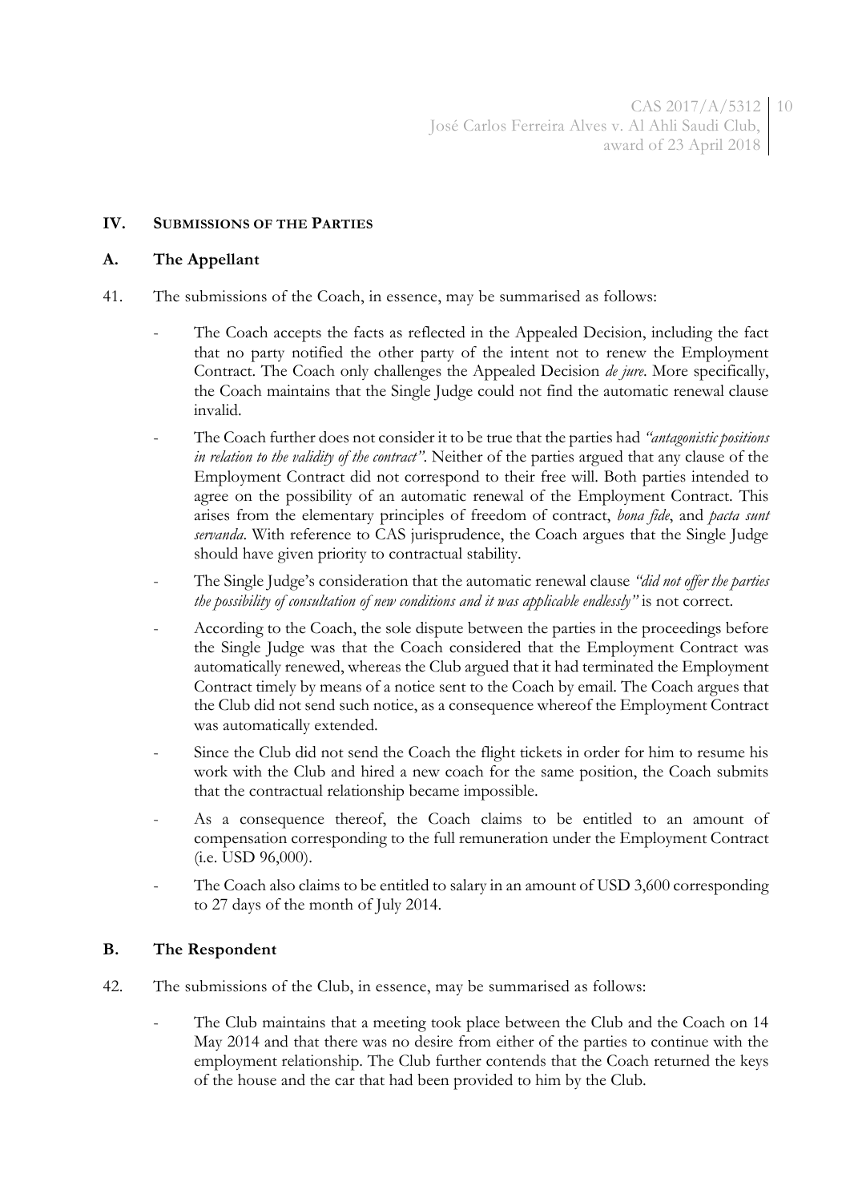## IV. SUBMISSIONS OF THE PARTIES

### A. The Appellant

41. The submissions of the Coach, in essence, may be summarised as follows:

- The Coach accepts the facts as reflected in the Appealed Decision, including the fact that no party notified the other party of the intent not to renew the Employment Contract. The Coach only challenges the Appealed Decision *de jure*. More specifically, the Coach maintains that the Single Judge could not find the automatic renewal clause invalid.
- The Coach further does not consider it to be true that the parties had *"antagonistic positions in relation to the validity of the contract"*. Neither of the parties argued that any clause of the Employment Contract did not correspond to their free will. Both parties intended to agree on the possibility of an automatic renewal of the Employment Contract. This arises from the elementary principles of freedom of contract, *bona fide*, and *pacta sunt servanda*. With reference to CAS jurisprudence, the Coach argues that the Single Judge should have given priority to contractual stability.
- The Single Judge's consideration that the automatic renewal clause *"did not offer the parties the possibility of consultation of new conditions and it was applicable endlessly"* is not correct.
- According to the Coach, the sole dispute between the parties in the proceedings before the Single Judge was that the Coach considered that the Employment Contract was automatically renewed, whereas the Club argued that it had terminated the Employment Contract timely by means of a notice sent to the Coach by email. The Coach argues that the Club did not send such notice, as a consequence whereof the Employment Contract was automatically extended.
- Since the Club did not send the Coach the flight tickets in order for him to resume his work with the Club and hired a new coach for the same position, the Coach submits that the contractual relationship became impossible.
- As a consequence thereof, the Coach claims to be entitled to an amount of compensation corresponding to the full remuneration under the Employment Contract (i.e. USD 96,000).
- The Coach also claims to be entitled to salary in an amount of USD 3,600 corresponding to 27 days of the month of July 2014.

### B. The Respondent

42. The submissions of the Club, in essence, may be summarised as follows:

- The Club maintains that a meeting took place between the Club and the Coach on 14 May 2014 and that there was no desire from either of the parties to continue with the employment relationship. The Club further contends that the Coach returned the keys of the house and the car that had been provided to him by the Club.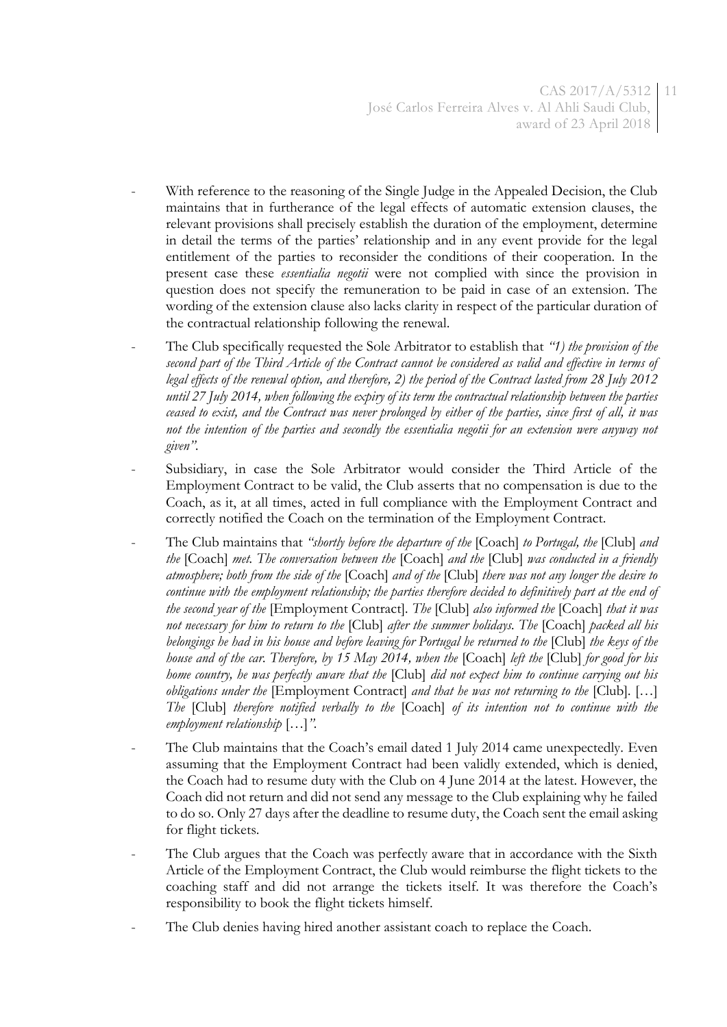- With reference to the reasoning of the Single Judge in the Appealed Decision, the Club maintains that in furtherance of the legal effects of automatic extension clauses, the relevant provisions shall precisely establish the duration of the employment, determine in detail the terms of the parties' relationship and in any event provide for the legal entitlement of the parties to reconsider the conditions of their cooperation. In the present case these *essentialia negotii* were not complied with since the provision in question does not specify the remuneration to be paid in case of an extension. The wording of the extension clause also lacks clarity in respect of the particular duration of the contractual relationship following the renewal.

- The Club specifically requested the Sole Arbitrator to establish that *"1) the provision of the second part of the Third Article of the Contract cannot be considered as valid and effective in terms of legal effects of the renewal option, and therefore, 2) the period of the Contract lasted from 28 July 2012 until 27 July 2014, when following the expiry of its term the contractual relationship between the parties ceased to exist, and the Contract was never prolonged by either of the parties, since first of all, it was not the intention of the parties and secondly the essentialia negotii for an extension were anyway not given"*.

- Subsidiary, in case the Sole Arbitrator would consider the Third Article of the Employment Contract to be valid, the Club asserts that no compensation is due to the Coach, as it, at all times, acted in full compliance with the Employment Contract and correctly notified the Coach on the termination of the Employment Contract.

- The Club maintains that *"shortly before the departure of the* [Coach] *to Portugal, the* [Club] *and the* [Coach] *met. The conversation between the* [Coach] *and the* [Club] *was conducted in a friendly atmosphere; both from the side of the* [Coach] *and of the* [Club] *there was not any longer the desire to continue with the employment relationship; the parties therefore decided to definitively part at the end of the second year of the* [Employment Contract]*. The* [Club] *also informed the* [Coach] *that it was not necessary for him to return to the* [Club] *after the summer holidays. The* [Coach] *packed all his belongings he had in his house and before leaving for Portugal he returned to the* [Club] *the keys of the house and of the car. Therefore, by 15 May 2014, when the* [Coach] *left the* [Club] *for good for his home country, he was perfectly aware that the* [Club] *did not expect him to continue carrying out his obligations under the* [Employment Contract] *and that he was not returning to the* [Club]. […] *The* [Club] *therefore notified verbally to the* [Coach] *of its intention not to continue with the employment relationship* […]*"*.

- The Club maintains that the Coach's email dated 1 July 2014 came unexpectedly. Even assuming that the Employment Contract had been validly extended, which is denied, the Coach had to resume duty with the Club on 4 June 2014 at the latest. However, the Coach did not return and did not send any message to the Club explaining why he failed to do so. Only 27 days after the deadline to resume duty, the Coach sent the email asking for flight tickets.

- The Club argues that the Coach was perfectly aware that in accordance with the Sixth Article of the Employment Contract, the Club would reimburse the flight tickets to the coaching staff and did not arrange the tickets itself. It was therefore the Coach's responsibility to book the flight tickets himself.

- The Club denies having hired another assistant coach to replace the Coach.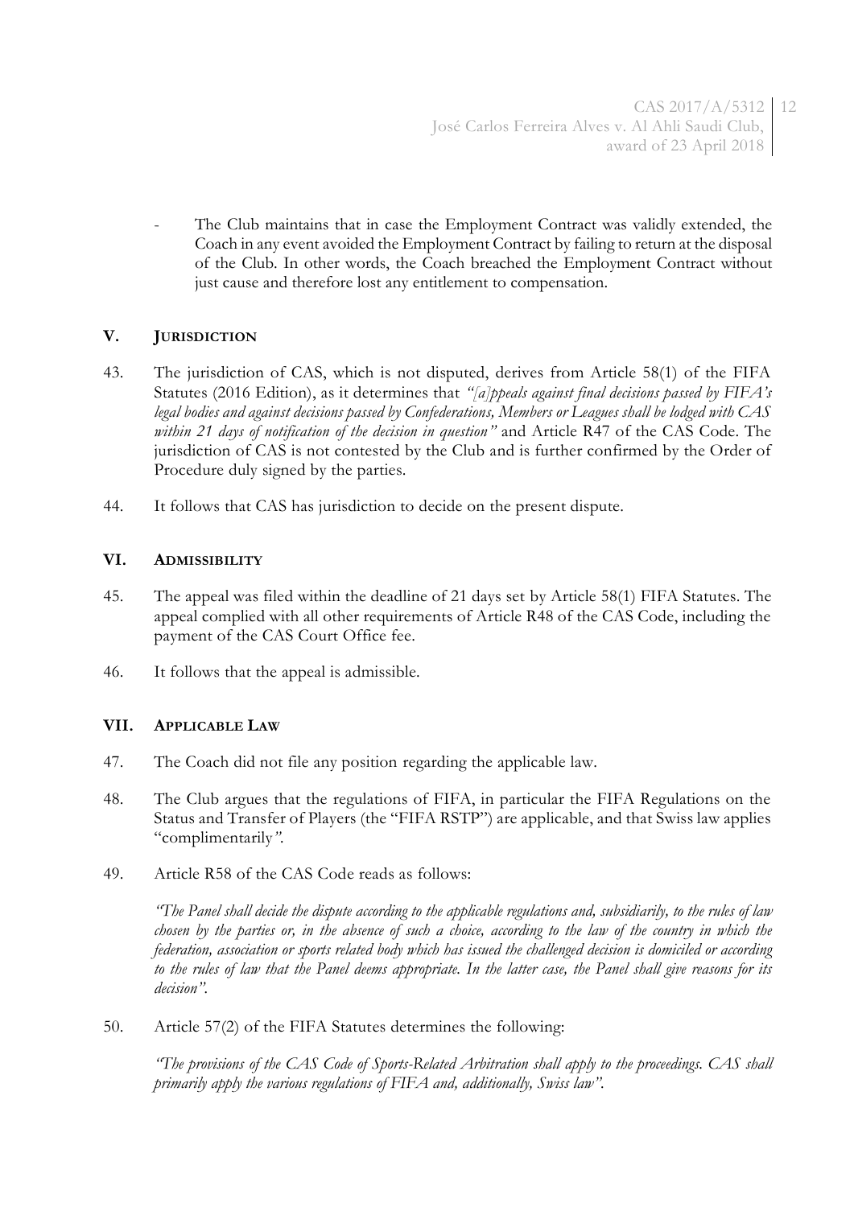- The Club maintains that in case the Employment Contract was validly extended, the Coach in any event avoided the Employment Contract by failing to return at the disposal of the Club. In other words, the Coach breached the Employment Contract without just cause and therefore lost any entitlement to compensation.

## V. JURISDICTION

43. The jurisdiction of CAS, which is not disputed, derives from Article 58(1) of the FIFA Statutes (2016 Edition), as it determines that *"[a]ppeals against final decisions passed by FIFA's legal bodies and against decisions passed by Confederations, Members or Leagues shall be lodged with CAS within 21 days of notification of the decision in question"* and Article R47 of the CAS Code. The jurisdiction of CAS is not contested by the Club and is further confirmed by the Order of Procedure duly signed by the parties.

44. It follows that CAS has jurisdiction to decide on the present dispute.

## VI. ADMISSIBILITY

45. The appeal was filed within the deadline of 21 days set by Article 58(1) FIFA Statutes. The appeal complied with all other requirements of Article R48 of the CAS Code, including the payment of the CAS Court Office fee.

46. It follows that the appeal is admissible.

## VII. APPLICABLE LAW

47. The Coach did not file any position regarding the applicable law.

48. The Club argues that the regulations of FIFA, in particular the FIFA Regulations on the Status and Transfer of Players (the "FIFA RSTP") are applicable, and that Swiss law applies "complimentarily*"*.

49. Article R58 of the CAS Code reads as follows:

    *"The Panel shall decide the dispute according to the applicable regulations and, subsidiarily, to the rules of law chosen by the parties or, in the absence of such a choice, according to the law of the country in which the federation, association or sports related body which has issued the challenged decision is domiciled or according to the rules of law that the Panel deems appropriate. In the latter case, the Panel shall give reasons for its decision"*.

50. Article 57(2) of the FIFA Statutes determines the following:

    *"The provisions of the CAS Code of Sports-Related Arbitration shall apply to the proceedings. CAS shall primarily apply the various regulations of FIFA and, additionally, Swiss law"*.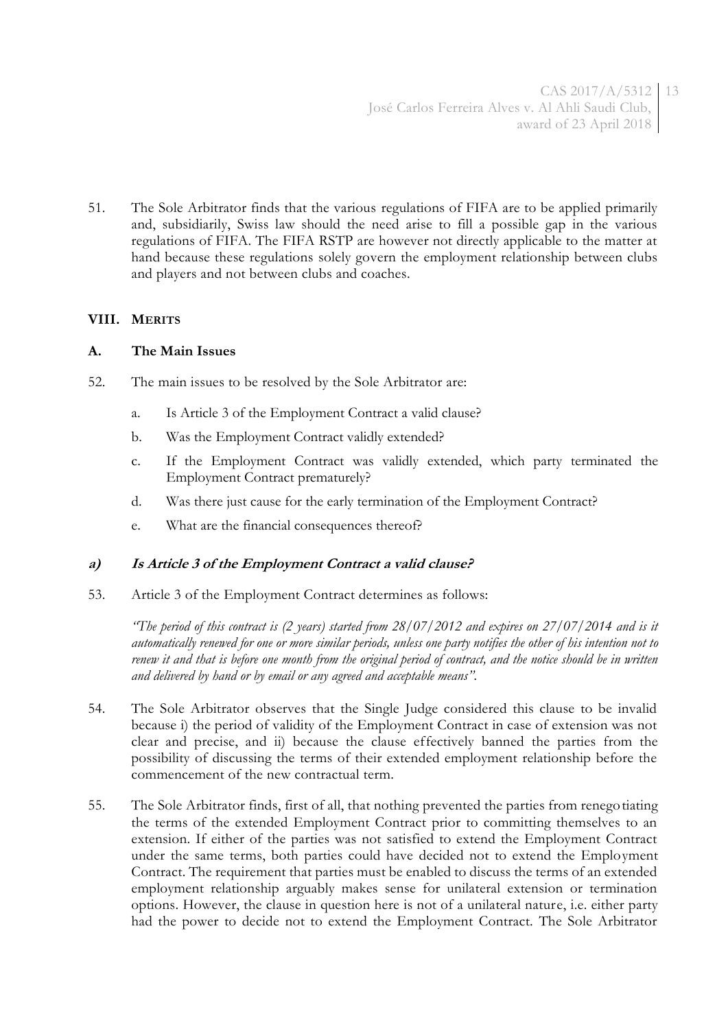51. The Sole Arbitrator finds that the various regulations of FIFA are to be applied primarily and, subsidiarily, Swiss law should the need arise to fill a possible gap in the various regulations of FIFA. The FIFA RSTP are however not directly applicable to the matter at hand because these regulations solely govern the employment relationship between clubs and players and not between clubs and coaches.

## VIII. MERITS

### A. The Main Issues

52. The main issues to be resolved by the Sole Arbitrator are:

   a. Is Article 3 of the Employment Contract a valid clause?

   b. Was the Employment Contract validly extended?

   c. If the Employment Contract was validly extended, which party terminated the Employment Contract prematurely?

   d. Was there just cause for the early termination of the Employment Contract?

   e. What are the financial consequences thereof?

#### *a) Is Article 3 of the Employment Contract a valid clause?*

53. Article 3 of the Employment Contract determines as follows:

   *"The period of this contract is (2 years) started from 28/07/2012 and expires on 27/07/2014 and is it automatically renewed for one or more similar periods, unless one party notifies the other of his intention not to renew it and that is before one month from the original period of contract, and the notice should be in written and delivered by hand or by email or any agreed and acceptable means".*

54. The Sole Arbitrator observes that the Single Judge considered this clause to be invalid because i) the period of validity of the Employment Contract in case of extension was not clear and precise, and ii) because the clause effectively banned the parties from the possibility of discussing the terms of their extended employment relationship before the commencement of the new contractual term.

55. The Sole Arbitrator finds, first of all, that nothing prevented the parties from renegotiating the terms of the extended Employment Contract prior to committing themselves to an extension. If either of the parties was not satisfied to extend the Employment Contract under the same terms, both parties could have decided not to extend the Employment Contract. The requirement that parties must be enabled to discuss the terms of an extended employment relationship arguably makes sense for unilateral extension or termination options. However, the clause in question here is not of a unilateral nature, i.e. either party had the power to decide not to extend the Employment Contract. The Sole Arbitrator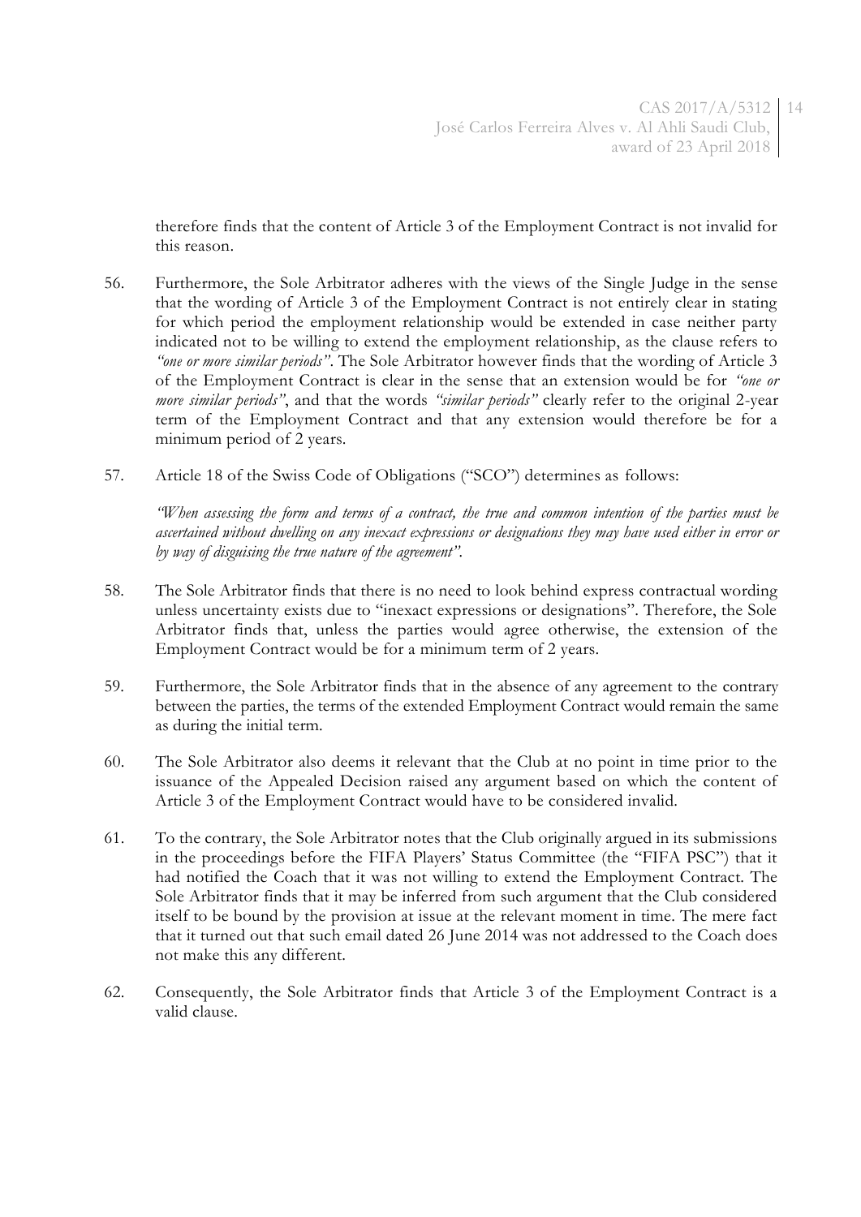therefore finds that the content of Article 3 of the Employment Contract is not invalid for this reason.

56. Furthermore, the Sole Arbitrator adheres with the views of the Single Judge in the sense that the wording of Article 3 of the Employment Contract is not entirely clear in stating for which period the employment relationship would be extended in case neither party indicated not to be willing to extend the employment relationship, as the clause refers to *"one or more similar periods"*. The Sole Arbitrator however finds that the wording of Article 3 of the Employment Contract is clear in the sense that an extension would be for *"one or more similar periods"*, and that the words *"similar periods"* clearly refer to the original 2-year term of the Employment Contract and that any extension would therefore be for a minimum period of 2 years.

57. Article 18 of the Swiss Code of Obligations ("SCO") determines as follows:

    *"When assessing the form and terms of a contract, the true and common intention of the parties must be ascertained without dwelling on any inexact expressions or designations they may have used either in error or by way of disguising the true nature of the agreement"*.

58. The Sole Arbitrator finds that there is no need to look behind express contractual wording unless uncertainty exists due to "inexact expressions or designations". Therefore, the Sole Arbitrator finds that, unless the parties would agree otherwise, the extension of the Employment Contract would be for a minimum term of 2 years.

59. Furthermore, the Sole Arbitrator finds that in the absence of any agreement to the contrary between the parties, the terms of the extended Employment Contract would remain the same as during the initial term.

60. The Sole Arbitrator also deems it relevant that the Club at no point in time prior to the issuance of the Appealed Decision raised any argument based on which the content of Article 3 of the Employment Contract would have to be considered invalid.

61. To the contrary, the Sole Arbitrator notes that the Club originally argued in its submissions in the proceedings before the FIFA Players' Status Committee (the "FIFA PSC") that it had notified the Coach that it was not willing to extend the Employment Contract. The Sole Arbitrator finds that it may be inferred from such argument that the Club considered itself to be bound by the provision at issue at the relevant moment in time. The mere fact that it turned out that such email dated 26 June 2014 was not addressed to the Coach does not make this any different.

62. Consequently, the Sole Arbitrator finds that Article 3 of the Employment Contract is a valid clause.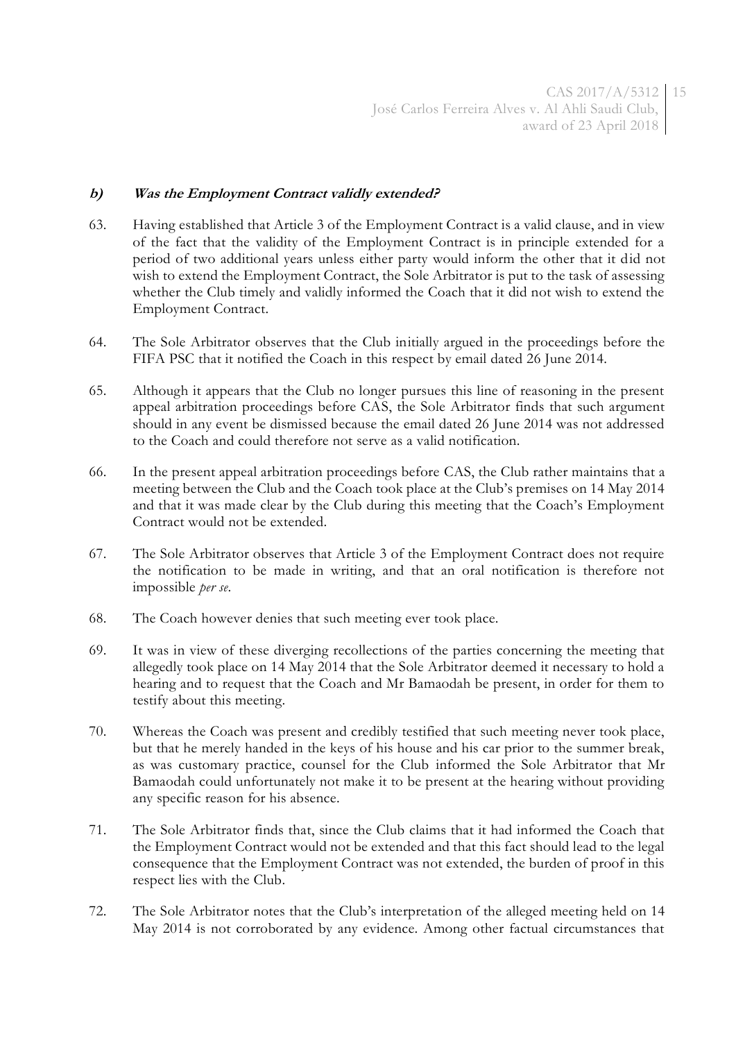#### ***b) Was the Employment Contract validly extended?***

63. Having established that Article 3 of the Employment Contract is a valid clause, and in view of the fact that the validity of the Employment Contract is in principle extended for a period of two additional years unless either party would inform the other that it did not wish to extend the Employment Contract, the Sole Arbitrator is put to the task of assessing whether the Club timely and validly informed the Coach that it did not wish to extend the Employment Contract.

64. The Sole Arbitrator observes that the Club initially argued in the proceedings before the FIFA PSC that it notified the Coach in this respect by email dated 26 June 2014.

65. Although it appears that the Club no longer pursues this line of reasoning in the present appeal arbitration proceedings before CAS, the Sole Arbitrator finds that such argument should in any event be dismissed because the email dated 26 June 2014 was not addressed to the Coach and could therefore not serve as a valid notification.

66. In the present appeal arbitration proceedings before CAS, the Club rather maintains that a meeting between the Club and the Coach took place at the Club's premises on 14 May 2014 and that it was made clear by the Club during this meeting that the Coach's Employment Contract would not be extended.

67. The Sole Arbitrator observes that Article 3 of the Employment Contract does not require the notification to be made in writing, and that an oral notification is therefore not impossible *per se*.

68. The Coach however denies that such meeting ever took place.

69. It was in view of these diverging recollections of the parties concerning the meeting that allegedly took place on 14 May 2014 that the Sole Arbitrator deemed it necessary to hold a hearing and to request that the Coach and Mr Bamaodah be present, in order for them to testify about this meeting.

70. Whereas the Coach was present and credibly testified that such meeting never took place, but that he merely handed in the keys of his house and his car prior to the summer break, as was customary practice, counsel for the Club informed the Sole Arbitrator that Mr Bamaodah could unfortunately not make it to be present at the hearing without providing any specific reason for his absence.

71. The Sole Arbitrator finds that, since the Club claims that it had informed the Coach that the Employment Contract would not be extended and that this fact should lead to the legal consequence that the Employment Contract was not extended, the burden of proof in this respect lies with the Club.

72. The Sole Arbitrator notes that the Club's interpretation of the alleged meeting held on 14 May 2014 is not corroborated by any evidence. Among other factual circumstances that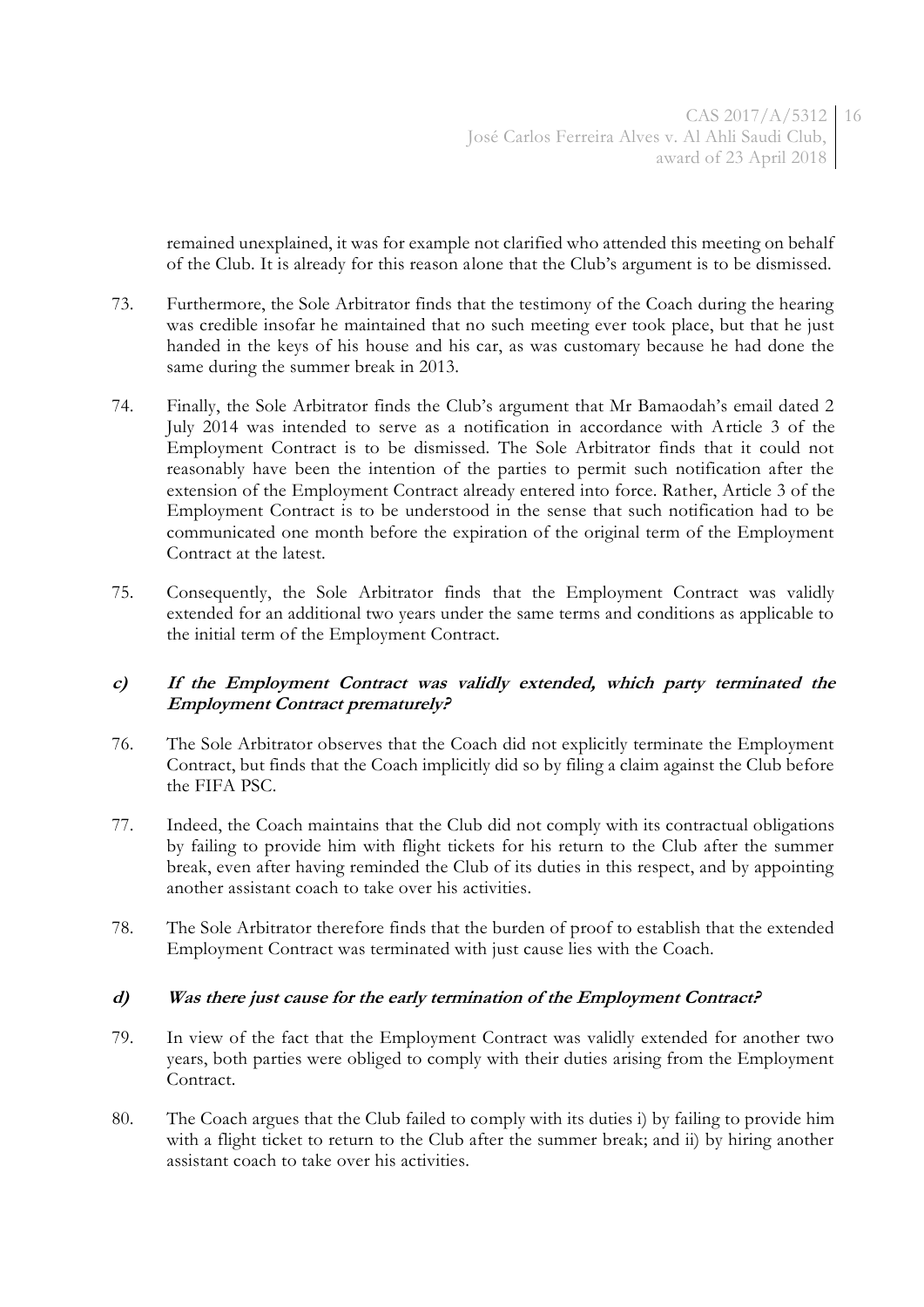remained unexplained, it was for example not clarified who attended this meeting on behalf of the Club. It is already for this reason alone that the Club's argument is to be dismissed.

73. Furthermore, the Sole Arbitrator finds that the testimony of the Coach during the hearing was credible insofar he maintained that no such meeting ever took place, but that he just handed in the keys of his house and his car, as was customary because he had done the same during the summer break in 2013.

74. Finally, the Sole Arbitrator finds the Club's argument that Mr Bamaodah's email dated 2 July 2014 was intended to serve as a notification in accordance with Article 3 of the Employment Contract is to be dismissed. The Sole Arbitrator finds that it could not reasonably have been the intention of the parties to permit such notification after the extension of the Employment Contract already entered into force. Rather, Article 3 of the Employment Contract is to be understood in the sense that such notification had to be communicated one month before the expiration of the original term of the Employment Contract at the latest.

75. Consequently, the Sole Arbitrator finds that the Employment Contract was validly extended for an additional two years under the same terms and conditions as applicable to the initial term of the Employment Contract.

### *c) If the Employment Contract was validly extended, which party terminated the Employment Contract prematurely?*

76. The Sole Arbitrator observes that the Coach did not explicitly terminate the Employment Contract, but finds that the Coach implicitly did so by filing a claim against the Club before the FIFA PSC.

77. Indeed, the Coach maintains that the Club did not comply with its contractual obligations by failing to provide him with flight tickets for his return to the Club after the summer break, even after having reminded the Club of its duties in this respect, and by appointing another assistant coach to take over his activities.

78. The Sole Arbitrator therefore finds that the burden of proof to establish that the extended Employment Contract was terminated with just cause lies with the Coach.

### *d) Was there just cause for the early termination of the Employment Contract?*

79. In view of the fact that the Employment Contract was validly extended for another two years, both parties were obliged to comply with their duties arising from the Employment Contract.

80. The Coach argues that the Club failed to comply with its duties i) by failing to provide him with a flight ticket to return to the Club after the summer break; and ii) by hiring another assistant coach to take over his activities.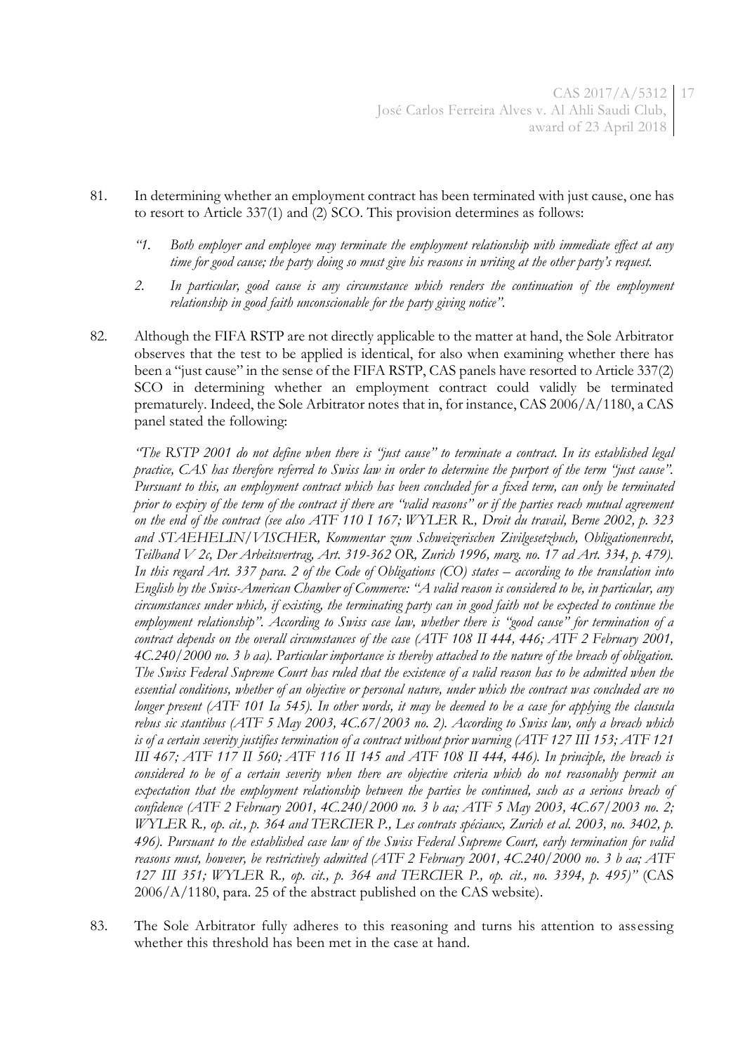81. In determining whether an employment contract has been terminated with just cause, one has to resort to Article 337(1) and (2) SCO. This provision determines as follows:

 *"1. Both employer and employee may terminate the employment relationship with immediate effect at any time for good cause; the party doing so must give his reasons in writing at the other party's request.*

 *2. In particular, good cause is any circumstance which renders the continuation of the employment relationship in good faith unconscionable for the party giving notice".*

82. Although the FIFA RSTP are not directly applicable to the matter at hand, the Sole Arbitrator observes that the test to be applied is identical, for also when examining whether there has been a "just cause" in the sense of the FIFA RSTP, CAS panels have resorted to Article 337(2) SCO in determining whether an employment contract could validly be terminated prematurely. Indeed, the Sole Arbitrator notes that in, for instance, CAS 2006/A/1180, a CAS panel stated the following:

 *"The RSTP 2001 do not define when there is "just cause" to terminate a contract. In its established legal practice, CAS has therefore referred to Swiss law in order to determine the purport of the term "just cause". Pursuant to this, an employment contract which has been concluded for a fixed term, can only be terminated prior to expiry of the term of the contract if there are "valid reasons" or if the parties reach mutual agreement on the end of the contract (see also ATF 110 I 167; WYLER R., Droit du travail, Berne 2002, p. 323 and STAEHELIN/VISCHER, Kommentar zum Schweizerischen Zivilgesetzbuch, Obligationenrecht, Teilband V 2c, Der Arbeitsvertrag, Art. 319-362 OR, Zurich 1996, marg. no. 17 ad Art. 334, p. 479). In this regard Art. 337 para. 2 of the Code of Obligations (CO) states – according to the translation into English by the Swiss-American Chamber of Commerce: "A valid reason is considered to be, in particular, any circumstances under which, if existing, the terminating party can in good faith not be expected to continue the employment relationship". According to Swiss case law, whether there is "good cause" for termination of a contract depends on the overall circumstances of the case (ATF 108 II 444, 446; ATF 2 February 2001, 4C.240/2000 no. 3 b aa). Particular importance is thereby attached to the nature of the breach of obligation. The Swiss Federal Supreme Court has ruled that the existence of a valid reason has to be admitted when the essential conditions, whether of an objective or personal nature, under which the contract was concluded are no longer present (ATF 101 Ia 545). In other words, it may be deemed to be a case for applying the clausula rebus sic stantibus (ATF 5 May 2003, 4C.67/2003 no. 2). According to Swiss law, only a breach which is of a certain severity justifies termination of a contract without prior warning (ATF 127 III 153; ATF 121 III 467; ATF 117 II 560; ATF 116 II 145 and ATF 108 II 444, 446). In principle, the breach is considered to be of a certain severity when there are objective criteria which do not reasonably permit an expectation that the employment relationship between the parties be continued, such as a serious breach of confidence (ATF 2 February 2001, 4C.240/2000 no. 3 b aa; ATF 5 May 2003, 4C.67/2003 no. 2; WYLER R., op. cit., p. 364 and TERCIER P., Les contrats spéciaux, Zurich et al. 2003, no. 3402, p. 496). Pursuant to the established case law of the Swiss Federal Supreme Court, early termination for valid reasons must, however, be restrictively admitted (ATF 2 February 2001, 4C.240/2000 no. 3 b aa; ATF 127 III 351; WYLER R., op. cit., p. 364 and TERCIER P., op. cit., no. 3394, p. 495)"* (CAS 2006/A/1180, para. 25 of the abstract published on the CAS website).

83. The Sole Arbitrator fully adheres to this reasoning and turns his attention to assessing whether this threshold has been met in the case at hand.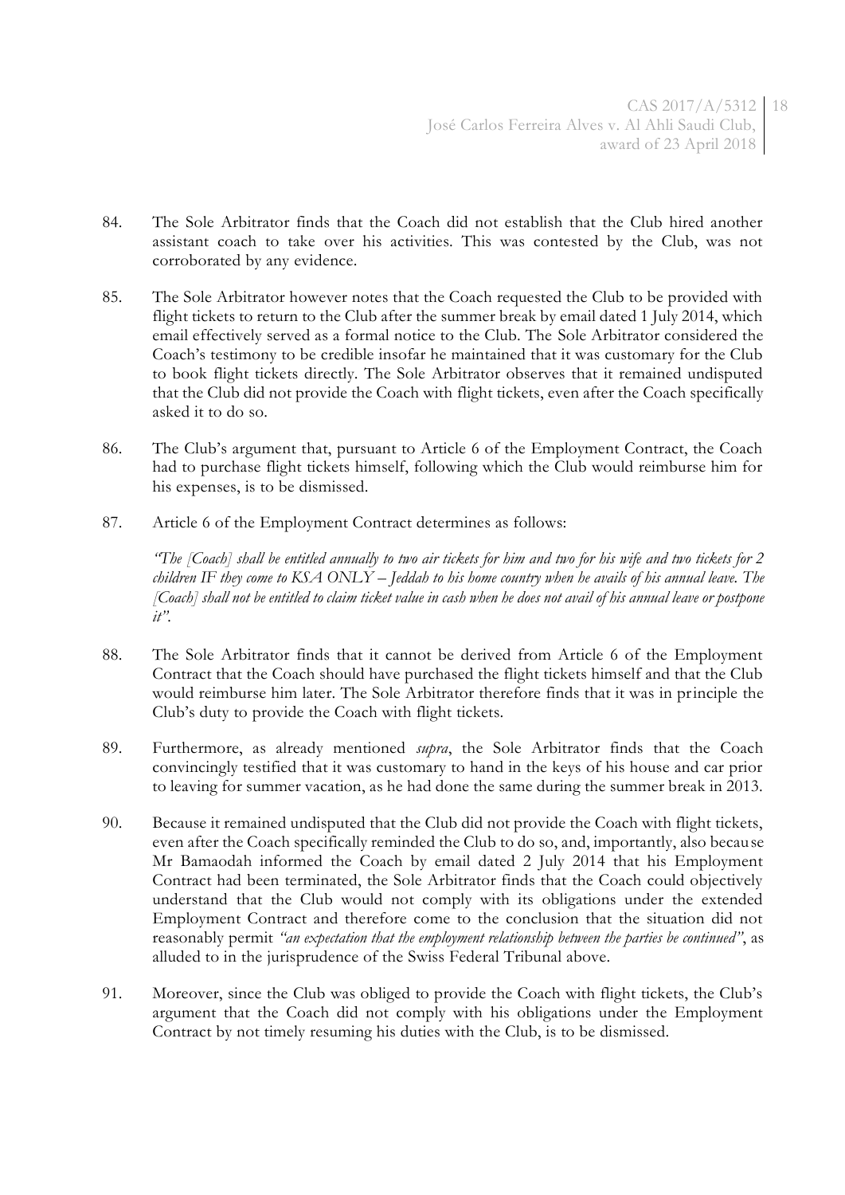84. The Sole Arbitrator finds that the Coach did not establish that the Club hired another assistant coach to take over his activities. This was contested by the Club, was not corroborated by any evidence.

85. The Sole Arbitrator however notes that the Coach requested the Club to be provided with flight tickets to return to the Club after the summer break by email dated 1 July 2014, which email effectively served as a formal notice to the Club. The Sole Arbitrator considered the Coach's testimony to be credible insofar he maintained that it was customary for the Club to book flight tickets directly. The Sole Arbitrator observes that it remained undisputed that the Club did not provide the Coach with flight tickets, even after the Coach specifically asked it to do so.

86. The Club's argument that, pursuant to Article 6 of the Employment Contract, the Coach had to purchase flight tickets himself, following which the Club would reimburse him for his expenses, is to be dismissed.

87. Article 6 of the Employment Contract determines as follows:

    *"The [Coach] shall be entitled annually to two air tickets for him and two for his wife and two tickets for 2 children IF they come to KSA ONLY – Jeddah to his home country when he avails of his annual leave. The [Coach] shall not be entitled to claim ticket value in cash when he does not avail of his annual leave or postpone it"*.

88. The Sole Arbitrator finds that it cannot be derived from Article 6 of the Employment Contract that the Coach should have purchased the flight tickets himself and that the Club would reimburse him later. The Sole Arbitrator therefore finds that it was in principle the Club's duty to provide the Coach with flight tickets.

89. Furthermore, as already mentioned *supra*, the Sole Arbitrator finds that the Coach convincingly testified that it was customary to hand in the keys of his house and car prior to leaving for summer vacation, as he had done the same during the summer break in 2013.

90. Because it remained undisputed that the Club did not provide the Coach with flight tickets, even after the Coach specifically reminded the Club to do so, and, importantly, also because Mr Bamaodah informed the Coach by email dated 2 July 2014 that his Employment Contract had been terminated, the Sole Arbitrator finds that the Coach could objectively understand that the Club would not comply with its obligations under the extended Employment Contract and therefore come to the conclusion that the situation did not reasonably permit *"an expectation that the employment relationship between the parties be continued"*, as alluded to in the jurisprudence of the Swiss Federal Tribunal above.

91. Moreover, since the Club was obliged to provide the Coach with flight tickets, the Club's argument that the Coach did not comply with his obligations under the Employment Contract by not timely resuming his duties with the Club, is to be dismissed.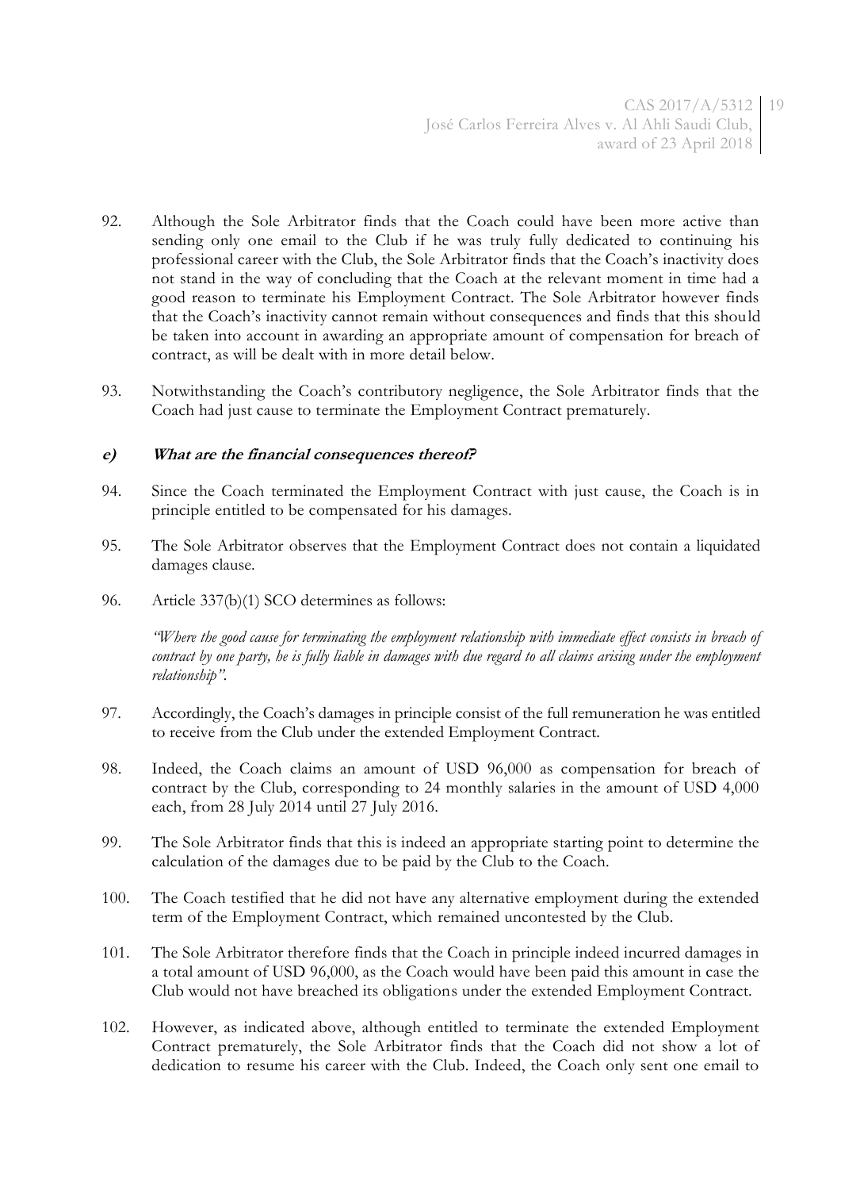92. Although the Sole Arbitrator finds that the Coach could have been more active than sending only one email to the Club if he was truly fully dedicated to continuing his professional career with the Club, the Sole Arbitrator finds that the Coach's inactivity does not stand in the way of concluding that the Coach at the relevant moment in time had a good reason to terminate his Employment Contract. The Sole Arbitrator however finds that the Coach's inactivity cannot remain without consequences and finds that this should be taken into account in awarding an appropriate amount of compensation for breach of contract, as will be dealt with in more detail below.

93. Notwithstanding the Coach's contributory negligence, the Sole Arbitrator finds that the Coach had just cause to terminate the Employment Contract prematurely.

### ***e) What are the financial consequences thereof?***

94. Since the Coach terminated the Employment Contract with just cause, the Coach is in principle entitled to be compensated for his damages.

95. The Sole Arbitrator observes that the Employment Contract does not contain a liquidated damages clause.

96. Article 337(b)(1) SCO determines as follows:

    *"Where the good cause for terminating the employment relationship with immediate effect consists in breach of contract by one party, he is fully liable in damages with due regard to all claims arising under the employment relationship".*

97. Accordingly, the Coach's damages in principle consist of the full remuneration he was entitled to receive from the Club under the extended Employment Contract.

98. Indeed, the Coach claims an amount of USD 96,000 as compensation for breach of contract by the Club, corresponding to 24 monthly salaries in the amount of USD 4,000 each, from 28 July 2014 until 27 July 2016.

99. The Sole Arbitrator finds that this is indeed an appropriate starting point to determine the calculation of the damages due to be paid by the Club to the Coach.

100. The Coach testified that he did not have any alternative employment during the extended term of the Employment Contract, which remained uncontested by the Club.

101. The Sole Arbitrator therefore finds that the Coach in principle indeed incurred damages in a total amount of USD 96,000, as the Coach would have been paid this amount in case the Club would not have breached its obligations under the extended Employment Contract.

102. However, as indicated above, although entitled to terminate the extended Employment Contract prematurely, the Sole Arbitrator finds that the Coach did not show a lot of dedication to resume his career with the Club. Indeed, the Coach only sent one email to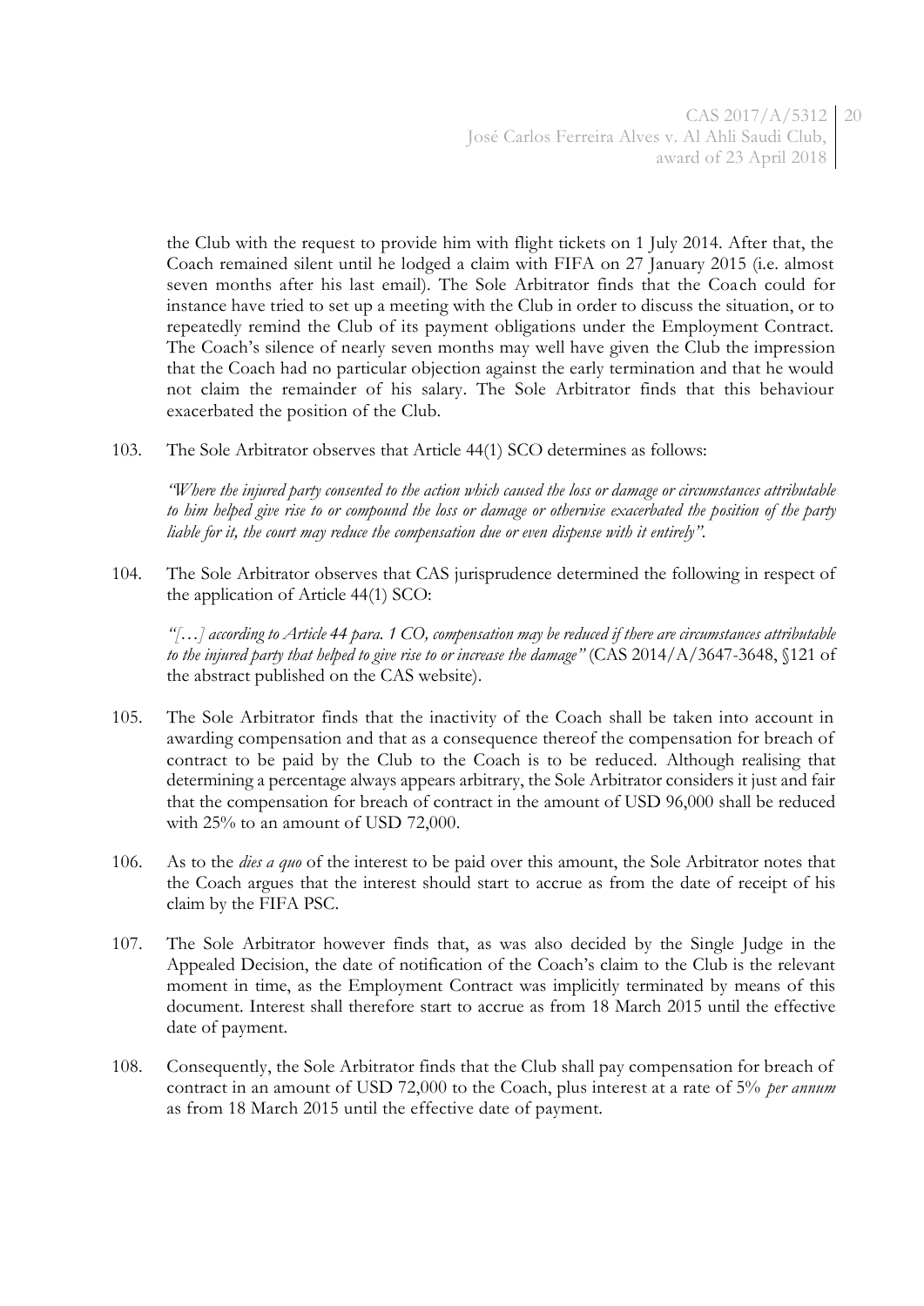the Club with the request to provide him with flight tickets on 1 July 2014. After that, the Coach remained silent until he lodged a claim with FIFA on 27 January 2015 (i.e. almost seven months after his last email). The Sole Arbitrator finds that the Coach could for instance have tried to set up a meeting with the Club in order to discuss the situation, or to repeatedly remind the Club of its payment obligations under the Employment Contract. The Coach's silence of nearly seven months may well have given the Club the impression that the Coach had no particular objection against the early termination and that he would not claim the remainder of his salary. The Sole Arbitrator finds that this behaviour exacerbated the position of the Club.

103. The Sole Arbitrator observes that Article 44(1) SCO determines as follows:

*"Where the injured party consented to the action which caused the loss or damage or circumstances attributable to him helped give rise to or compound the loss or damage or otherwise exacerbated the position of the party liable for it, the court may reduce the compensation due or even dispense with it entirely".*

104. The Sole Arbitrator observes that CAS jurisprudence determined the following in respect of the application of Article 44(1) SCO:

*"[…] according to Article 44 para. 1 CO, compensation may be reduced if there are circumstances attributable to the injured party that helped to give rise to or increase the damage"* (CAS 2014/A/3647-3648, §121 of the abstract published on the CAS website).

105. The Sole Arbitrator finds that the inactivity of the Coach shall be taken into account in awarding compensation and that as a consequence thereof the compensation for breach of contract to be paid by the Club to the Coach is to be reduced. Although realising that determining a percentage always appears arbitrary, the Sole Arbitrator considers it just and fair that the compensation for breach of contract in the amount of USD 96,000 shall be reduced with 25% to an amount of USD 72,000.

106. As to the *dies a quo* of the interest to be paid over this amount, the Sole Arbitrator notes that the Coach argues that the interest should start to accrue as from the date of receipt of his claim by the FIFA PSC.

107. The Sole Arbitrator however finds that, as was also decided by the Single Judge in the Appealed Decision, the date of notification of the Coach's claim to the Club is the relevant moment in time, as the Employment Contract was implicitly terminated by means of this document. Interest shall therefore start to accrue as from 18 March 2015 until the effective date of payment.

108. Consequently, the Sole Arbitrator finds that the Club shall pay compensation for breach of contract in an amount of USD 72,000 to the Coach, plus interest at a rate of 5% *per annum* as from 18 March 2015 until the effective date of payment.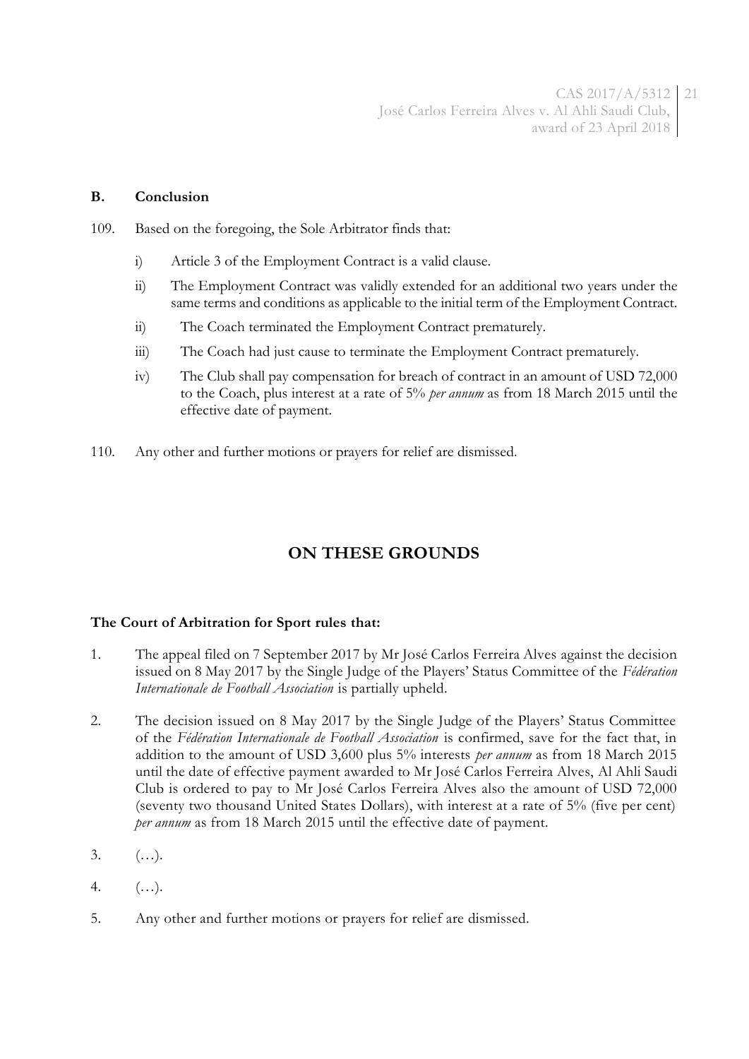### B. Conclusion

109. Based on the foregoing, the Sole Arbitrator finds that:

   i) Article 3 of the Employment Contract is a valid clause.

   ii) The Employment Contract was validly extended for an additional two years under the same terms and conditions as applicable to the initial term of the Employment Contract.

   ii) The Coach terminated the Employment Contract prematurely.

   iii) The Coach had just cause to terminate the Employment Contract prematurely.

   iv) The Club shall pay compensation for breach of contract in an amount of USD 72,000 to the Coach, plus interest at a rate of 5% *per annum* as from 18 March 2015 until the effective date of payment.

110. Any other and further motions or prayers for relief are dismissed.

## ON THESE GROUNDS

**The Court of Arbitration for Sport rules that:**

1. The appeal filed on 7 September 2017 by Mr José Carlos Ferreira Alves against the decision issued on 8 May 2017 by the Single Judge of the Players' Status Committee of the *Fédération Internationale de Football Association* is partially upheld.

2. The decision issued on 8 May 2017 by the Single Judge of the Players' Status Committee of the *Fédération Internationale de Football Association* is confirmed, save for the fact that, in addition to the amount of USD 3,600 plus 5% interests *per annum* as from 18 March 2015 until the date of effective payment awarded to Mr José Carlos Ferreira Alves, Al Ahli Saudi Club is ordered to pay to Mr José Carlos Ferreira Alves also the amount of USD 72,000 (seventy two thousand United States Dollars), with interest at a rate of 5% (five per cent) *per annum* as from 18 March 2015 until the effective date of payment.

3. (…).

4. (…).

5. Any other and further motions or prayers for relief are dismissed.